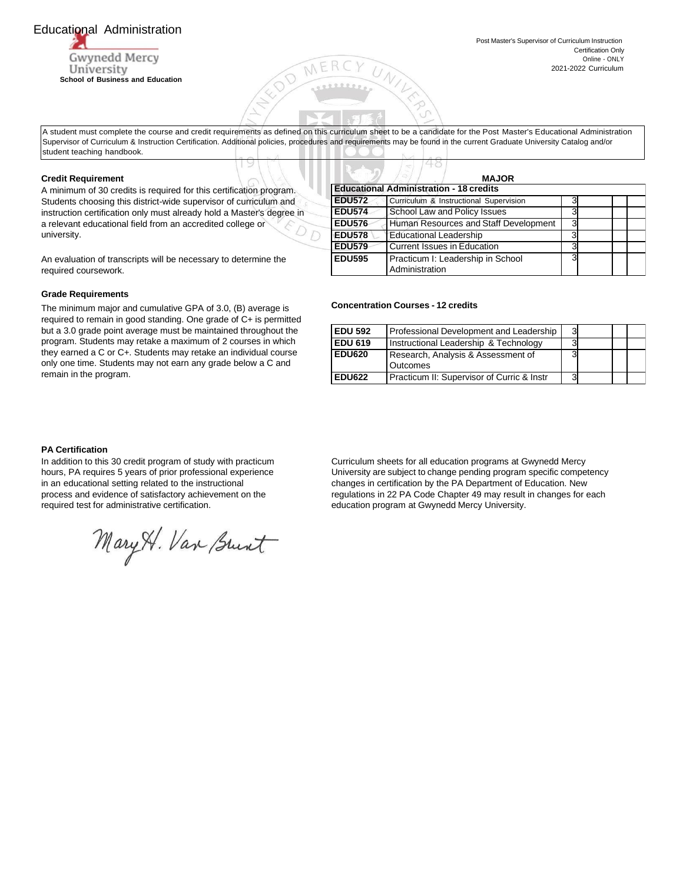# Educational Administration

Gwynedd Mercy University
**School of Business and Education**

Post Master's Supervisor of Curriculum Instruction
Certification Only
Online - ONLY
2021-2022 Curriculum

A student must complete the course and credit requirements as defined on this curriculum sheet to be a candidate for the Post Master's Educational Administration Supervisor of Curriculum & Instruction Certification. Additional policies, procedures and requirements may be found in the current Graduate University Catalog and/or student teaching handbook.

### Credit Requirement

A minimum of 30 credits is required for this certification program. Students choosing this district-wide supervisor of curriculum and instruction certification only must already hold a Master's degree in a relevant educational field from an accredited college or university.

An evaluation of transcripts will be necessary to determine the required coursework.

### Grade Requirements

The minimum major and cumulative GPA of 3.0, (B) average is required to remain in good standing. One grade of C+ is permitted but a 3.0 grade point average must be maintained throughout the program. Students may retake a maximum of 2 courses in which they earned a C or C+. Students may retake an individual course only one time. Students may not earn any grade below a C and remain in the program.

### MAJOR

| Educational Administration - 18 credits | | | | | |
|---|---|---|---|---|---|
| EDU572 | Curriculum & Instructional Supervision | 3 | | | |
| EDU574 | School Law and Policy Issues | 3 | | | |
| EDU576 | Human Resources and Staff Development | 3 | | | |
| EDU578 | Educational Leadership | 3 | | | |
| EDU579 | Current Issues in Education | 3 | | | |
| EDU595 | Practicum I: Leadership in School Administration | 3 | | | |

### Concentration Courses - 12 credits

| Course | Title | Credits | | | |
|---|---|---|---|---|---|
| EDU 592 | Professional Development and Leadership | 3 | | | |
| EDU 619 | Instructional Leadership & Technology | 3 | | | |
| EDU620 | Research, Analysis & Assessment of Outcomes | 3 | | | |
| EDU622 | Practicum II: Supervisor of Curric & Instr | 3 | | | |

### PA Certification

In addition to this 30 credit program of study with practicum hours, PA requires 5 years of prior professional experience in an educational setting related to the instructional process and evidence of satisfactory achievement on the required test for administrative certification.

Curriculum sheets for all education programs at Gwynedd Mercy University are subject to change pending program specific competency changes in certification by the PA Department of Education. New regulations in 22 PA Code Chapter 49 may result in changes for each education program at Gwynedd Mercy University.

Mary H. Van Brunt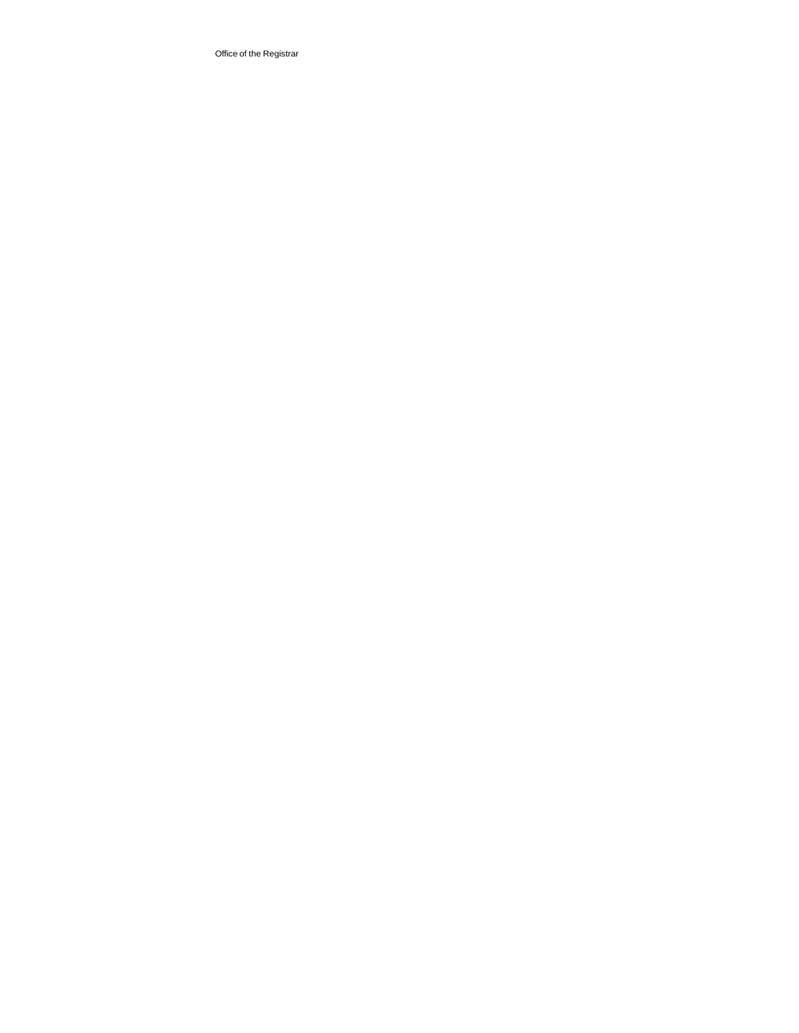Office of the Registrar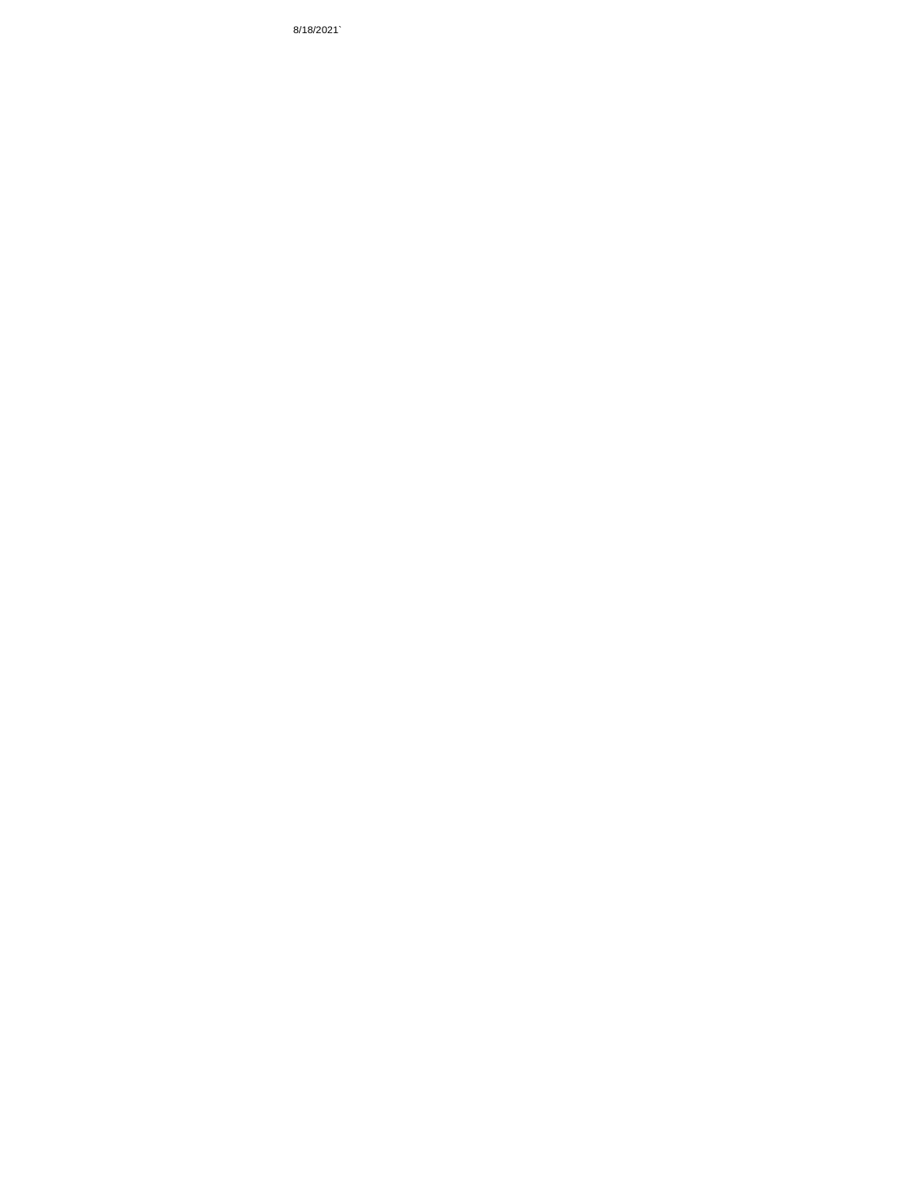8/18/2021`